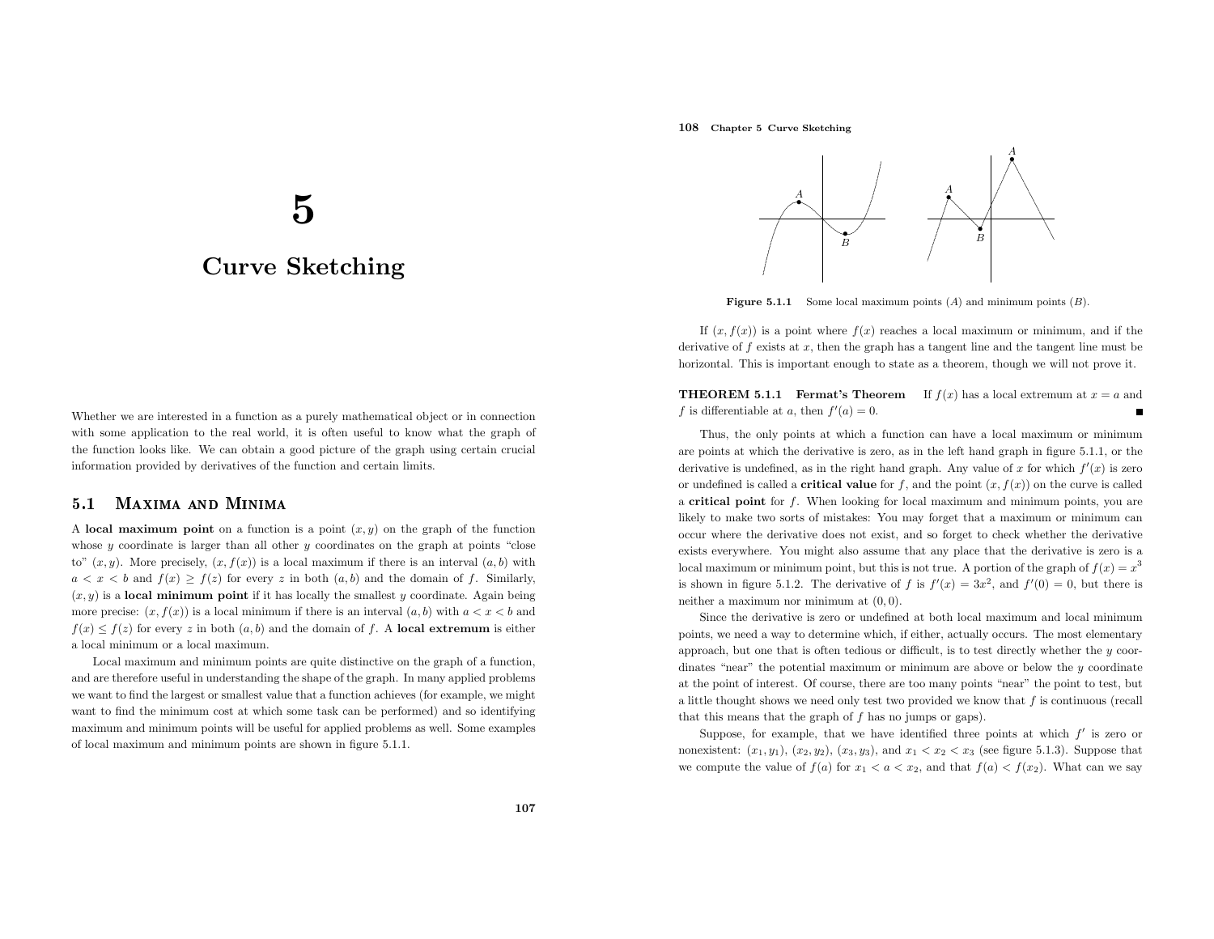# 5

# Curve Sketching

Whether we are interested in a function as a purely mathematical object or in connection with some application to the real world, it is often useful to know what the graph of the function looks like. We can obtain a good picture of the graph using certain crucial information provided by derivatives of the function and certain limits.

## 5.1 Maxima and Minima

A **local maximum point** on a function is a point $(x, y)$ on the graph of the function whose $y$ coordinate is larger than all other $y$ coordinates on the graph at points "close to" $(x, y)$. More precisely, $(x, f(x))$ is a local maximum if there is an interval $(a, b)$ with $a < x < b$ and $f(x) \geq f(z)$ for every $z$ in both $(a, b)$ and the domain of $f$. Similarly, $(x, y)$ is a **local minimum point** if it has locally the smallest $y$ coordinate. Again being more precise: $(x, f(x))$ is a local minimum if there is an interval $(a, b)$ with $a < x < b$ and $f(x) \leq f(z)$ for every $z$ in both $(a, b)$ and the domain of $f$. A **local extremum** is either a local minimum or a local maximum.

Local maximum and minimum points are quite distinctive on the graph of a function, and are therefore useful in understanding the shape of the graph. In many applied problems we want to find the largest or smallest value that a function achieves (for example, we might want to find the minimum cost at which some task can be performed) and so identifying maximum and minimum points will be useful for applied problems as well. Some examples of local maximum and minimum points are shown in figure 5.1.1.

**Figure 5.1.1** Some local maximum points ($A$) and minimum points ($B$).

If $(x, f(x))$ is a point where $f(x)$ reaches a local maximum or minimum, and if the derivative of $f$ exists at $x$, then the graph has a tangent line and the tangent line must be horizontal. This is important enough to state as a theorem, though we will not prove it.

**THEOREM 5.1.1 Fermat's Theorem** If $f(x)$ has a local extremum at $x = a$ and $f$ is differentiable at $a$, then $f'(a) = 0$. ∎

Thus, the only points at which a function can have a local maximum or minimum are points at which the derivative is zero, as in the left hand graph in figure 5.1.1, or the derivative is undefined, as in the right hand graph. Any value of $x$ for which $f'(x)$ is zero or undefined is called a **critical value** for $f$, and the point $(x, f(x))$ on the curve is called a **critical point** for $f$. When looking for local maximum and minimum points, you are likely to make two sorts of mistakes: You may forget that a maximum or minimum can occur where the derivative does not exist, and so forget to check whether the derivative exists everywhere. You might also assume that any place that the derivative is zero is a local maximum or minimum point, but this is not true. A portion of the graph of $f(x) = x^3$ is shown in figure 5.1.2. The derivative of $f$ is $f'(x) = 3x^2$, and $f'(0) = 0$, but there is neither a maximum nor minimum at $(0, 0)$.

Since the derivative is zero or undefined at both local maximum and local minimum points, we need a way to determine which, if either, actually occurs. The most elementary approach, but one that is often tedious or difficult, is to test directly whether the $y$ coordinates "near" the potential maximum or minimum are above or below the $y$ coordinate at the point of interest. Of course, there are too many points "near" the point to test, but a little thought shows we need only test two provided we know that $f$ is continuous (recall that this means that the graph of $f$ has no jumps or gaps).

Suppose, for example, that we have identified three points at which $f'$ is zero or nonexistent: $(x_1, y_1)$, $(x_2, y_2)$, $(x_3, y_3)$, and $x_1 < x_2 < x_3$ (see figure 5.1.3). Suppose that we compute the value of $f(a)$ for $x_1 < a < x_2$, and that $f(a) < f(x_2)$. What can we say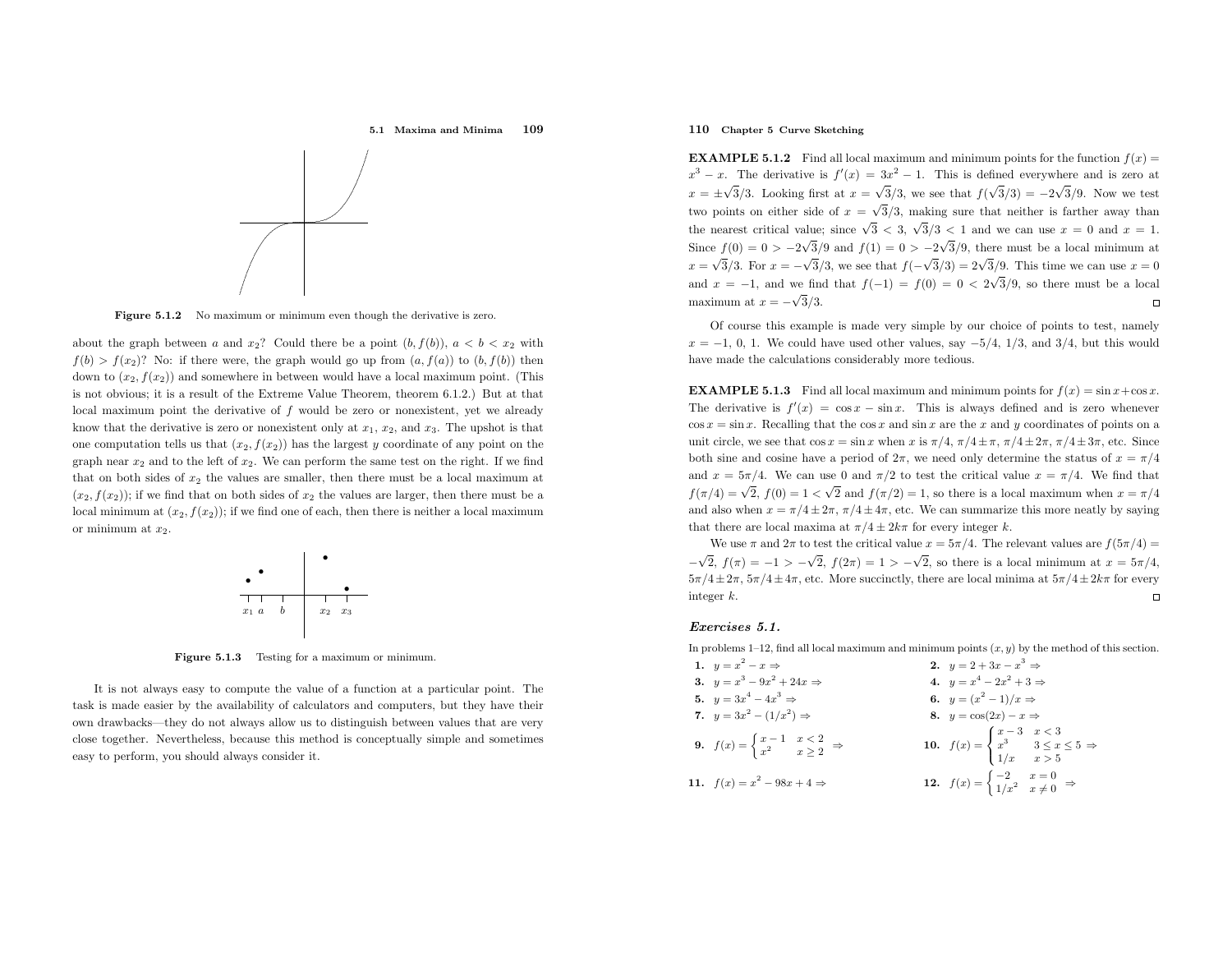Figure 5.1.2 No maximum or minimum even though the derivative is zero.

about the graph between $a$ and $x_2$? Could there be a point $(b, f(b))$, $a < b < x_2$ with $f(b) > f(x_2)$? No: if there were, the graph would go up from $(a, f(a))$ to $(b, f(b))$ then down to $(x_2, f(x_2))$ and somewhere in between would have a local maximum point. (This is not obvious; it is a result of the Extreme Value Theorem, theorem 6.1.2.) But at that local maximum point the derivative of $f$ would be zero or nonexistent, yet we already know that the derivative is zero or nonexistent only at $x_1$, $x_2$, and $x_3$. The upshot is that one computation tells us that $(x_2, f(x_2))$ has the largest $y$ coordinate of any point on the graph near $x_2$ and to the left of $x_2$. We can perform the same test on the right. If we find that on both sides of $x_2$ the values are smaller, then there must be a local maximum at $(x_2, f(x_2))$; if we find that on both sides of $x_2$ the values are larger, then there must be a local minimum at $(x_2, f(x_2))$; if we find one of each, then there is neither a local maximum or minimum at $x_2$.

Figure 5.1.3 Testing for a maximum or minimum.

It is not always easy to compute the value of a function at a particular point. The task is made easier by the availability of calculators and computers, but they have their own drawbacks—they do not always allow us to distinguish between values that are very close together. Nevertheless, because this method is conceptually simple and sometimes easy to perform, you should always consider it.

**EXAMPLE 5.1.2** Find all local maximum and minimum points for the function $f(x) = x^3 - x$. The derivative is $f'(x) = 3x^2 - 1$. This is defined everywhere and is zero at $x = \pm\sqrt{3}/3$. Looking first at $x = \sqrt{3}/3$, we see that $f(\sqrt{3}/3) = -2\sqrt{3}/9$. Now we test two points on either side of $x = \sqrt{3}/3$, making sure that neither is farther away than the nearest critical value; since $\sqrt{3} < 3$, $\sqrt{3}/3 < 1$ and we can use $x = 0$ and $x = 1$. Since $f(0) = 0 > -2\sqrt{3}/9$ and $f(1) = 0 > -2\sqrt{3}/9$, there must be a local minimum at $x = \sqrt{3}/3$. For $x = -\sqrt{3}/3$, we see that $f(-\sqrt{3}/3) = 2\sqrt{3}/9$. This time we can use $x = 0$ and $x = -1$, and we find that $f(-1) = f(0) = 0 < 2\sqrt{3}/9$, so there must be a local maximum at $x = -\sqrt{3}/3$. □

Of course this example is made very simple by our choice of points to test, namely $x = -1, 0, 1$. We could have used other values, say $-5/4$, $1/3$, and $3/4$, but this would have made the calculations considerably more tedious.

**EXAMPLE 5.1.3** Find all local maximum and minimum points for $f(x) = \sin x + \cos x$. The derivative is $f'(x) = \cos x - \sin x$. This is always defined and is zero whenever $\cos x = \sin x$. Recalling that the $\cos x$ and $\sin x$ are the $x$ and $y$ coordinates of points on a unit circle, we see that $\cos x = \sin x$ when $x$ is $\pi/4$, $\pi/4 \pm \pi$, $\pi/4 \pm 2\pi$, $\pi/4 \pm 3\pi$, etc. Since both sine and cosine have a period of $2\pi$, we need only determine the status of $x = \pi/4$ and $x = 5\pi/4$. We can use 0 and $\pi/2$ to test the critical value $x = \pi/4$. We find that $f(\pi/4) = \sqrt{2}$, $f(0) = 1 < \sqrt{2}$ and $f(\pi/2) = 1$, so there is a local maximum when $x = \pi/4$ and also when $x = \pi/4 \pm 2\pi$, $\pi/4 \pm 4\pi$, etc. We can summarize this more neatly by saying that there are local maxima at $\pi/4 \pm 2k\pi$ for every integer $k$.

We use $\pi$ and $2\pi$ to test the critical value $x = 5\pi/4$. The relevant values are $f(5\pi/4) = -\sqrt{2}$, $f(\pi) = -1 > -\sqrt{2}$, $f(2\pi) = 1 > -\sqrt{2}$, so there is a local minimum at $x = 5\pi/4$, $5\pi/4 \pm 2\pi$, $5\pi/4 \pm 4\pi$, etc. More succinctly, there are local minima at $5\pi/4 \pm 2k\pi$ for every integer $k$. □

### *Exercises 5.1.*

In problems 1–12, find all local maximum and minimum points $(x, y)$ by the method of this section.

**1.** $y = x^2 - x$ ⇒

**2.** $y = 2 + 3x - x^3$ ⇒

**3.** $y = x^3 - 9x^2 + 24x$ ⇒

**4.** $y = x^4 - 2x^2 + 3$ ⇒

**5.** $y = 3x^4 - 4x^3$ ⇒

**6.** $y = (x^2 - 1)/x$ ⇒

**7.** $y = 3x^2 - (1/x^2)$ ⇒

**8.** $y = \cos(2x) - x$ ⇒

**9.** $f(x) = \begin{cases} x - 1 & x < 2 \\ x^2 & x \geq 2 \end{cases}$ ⇒

**10.** $f(x) = \begin{cases} x - 3 & x < 3 \\ x^3 & 3 \leq x \leq 5 \\ 1/x & x > 5 \end{cases}$ ⇒

**11.** $f(x) = x^2 - 98x + 4$ ⇒

**12.** $f(x) = \begin{cases} -2 & x = 0 \\ 1/x^2 & x \neq 0 \end{cases}$ ⇒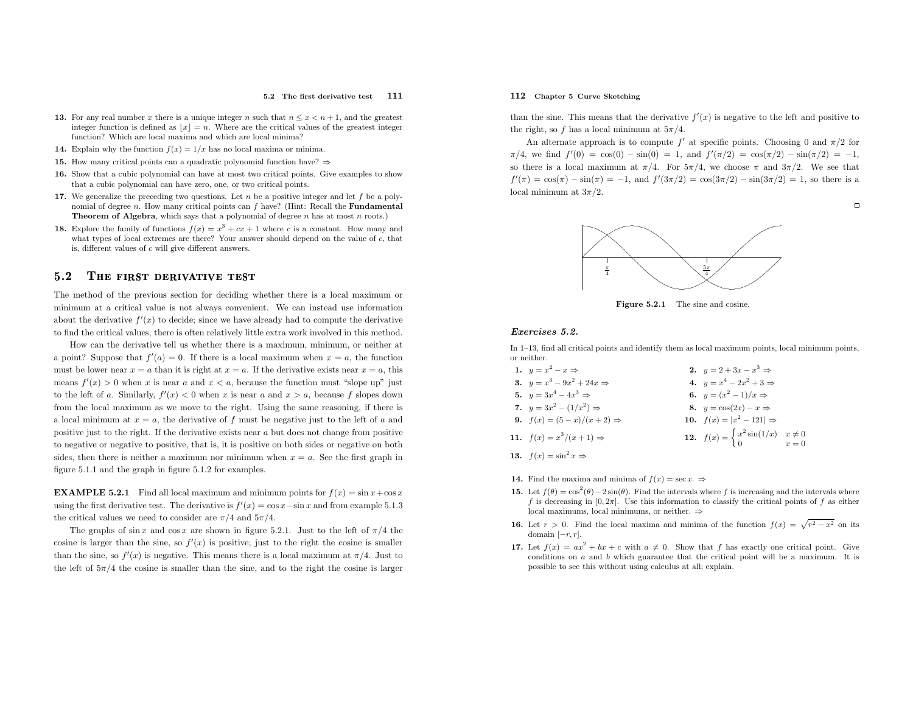13. For any real number $x$ there is a unique integer $n$ such that $n \le x < n+1$, and the greatest integer function is defined as $\lfloor x \rfloor = n$. Where are the critical values of the greatest integer function? Which are local maxima and which are local minima?

14. Explain why the function $f(x) = 1/x$ has no local maxima or minima.

15. How many critical points can a quadratic polynomial function have? ⇒

16. Show that a cubic polynomial can have at most two critical points. Give examples to show that a cubic polynomial can have zero, one, or two critical points.

17. We generalize the preceding two questions. Let $n$ be a positive integer and let $f$ be a polynomial of degree $n$. How many critical points can $f$ have? (Hint: Recall the **Fundamental Theorem of Algebra**, which says that a polynomial of degree $n$ has at most $n$ roots.)

18. Explore the family of functions $f(x) = x^3 + cx + 1$ where $c$ is a constant. How many and what types of local extremes are there? Your answer should depend on the value of $c$, that is, different values of $c$ will give different answers.

## 5.2 The first derivative test

The method of the previous section for deciding whether there is a local maximum or minimum at a critical value is not always convenient. We can instead use information about the derivative $f'(x)$ to decide; since we have already had to compute the derivative to find the critical values, there is often relatively little extra work involved in this method.

How can the derivative tell us whether there is a maximum, minimum, or neither at a point? Suppose that $f'(a) = 0$. If there is a local maximum when $x = a$, the function must be lower near $x = a$ than it is right at $x = a$. If the derivative exists near $x = a$, this means $f'(x) > 0$ when $x$ is near $a$ and $x < a$, because the function must "slope up" just to the left of $a$. Similarly, $f'(x) < 0$ when $x$ is near $a$ and $x > a$, because $f$ slopes down from the local maximum as we move to the right. Using the same reasoning, if there is a local minimum at $x = a$, the derivative of $f$ must be negative just to the left of $a$ and positive just to the right. If the derivative exists near $a$ but does not change from positive to negative or negative to positive, that is, it is positive on both sides or negative on both sides, then there is neither a maximum nor minimum when $x = a$. See the first graph in figure 5.1.1 and the graph in figure 5.1.2 for examples.

**EXAMPLE 5.2.1** Find all local maximum and minimum points for $f(x) = \sin x + \cos x$ using the first derivative test. The derivative is $f'(x) = \cos x - \sin x$ and from example 5.1.3 the critical values we need to consider are $\pi/4$ and $5\pi/4$.

The graphs of $\sin x$ and $\cos x$ are shown in figure 5.2.1. Just to the left of $\pi/4$ the cosine is larger than the sine, so $f'(x)$ is positive; just to the right the cosine is smaller than the sine, so $f'(x)$ is negative. This means there is a local maximum at $\pi/4$. Just to the left of $5\pi/4$ the cosine is smaller than the sine, and to the right the cosine is larger than the sine. This means that the derivative $f'(x)$ is negative to the left and positive to the right, so $f$ has a local minimum at $5\pi/4$.

An alternate approach is to compute $f'$ at specific points. Choosing 0 and $\pi/2$ for $\pi/4$, we find $f'(0) = \cos(0) - \sin(0) = 1$, and $f'(\pi/2) = \cos(\pi/2) - \sin(\pi/2) = -1$, so there is a local maximum at $\pi/4$. For $5\pi/4$, we choose $\pi$ and $3\pi/2$. We see that $f'(\pi) = \cos(\pi) - \sin(\pi) = -1$, and $f'(3\pi/2) = \cos(3\pi/2) - \sin(3\pi/2) = 1$, so there is a local minimum at $3\pi/2$. □

**Figure 5.2.1** The sine and cosine.

### *Exercises 5.2.*

In 1–13, find all critical points and identify them as local maximum points, local minimum points, or neither.

1. $y = x^2 - x$ ⇒
2. $y = 2 + 3x - x^3$ ⇒
3. $y = x^3 - 9x^2 + 24x$ ⇒
4. $y = x^4 - 2x^2 + 3$ ⇒
5. $y = 3x^4 - 4x^3$ ⇒
6. $y = (x^2 - 1)/x$ ⇒
7. $y = 3x^2 - (1/x^2)$ ⇒
8. $y = \cos(2x) - x$ ⇒
9. $f(x) = (5 - x)/(x + 2)$ ⇒
10. $f(x) = |x^2 - 121|$ ⇒
11. $f(x) = x^3/(x + 1)$ ⇒
12. $f(x) = \begin{cases} x^2 \sin(1/x) & x \ne 0 \\ 0 & x = 0 \end{cases}$
13. $f(x) = \sin^2 x$ ⇒

14. Find the maxima and minima of $f(x) = \sec x$. ⇒

15. Let $f(\theta) = \cos^2(\theta) - 2\sin(\theta)$. Find the intervals where $f$ is increasing and the intervals where $f$ is decreasing in $[0, 2\pi]$. Use this information to classify the critical points of $f$ as either local maximums, local minimums, or neither. ⇒

16. Let $r > 0$. Find the local maxima and minima of the function $f(x) = \sqrt{r^2 - x^2}$ on its domain $[-r, r]$.

17. Let $f(x) = ax^2 + bx + c$ with $a \ne 0$. Show that $f$ has exactly one critical point. Give conditions on $a$ and $b$ which guarantee that the critical point will be a maximum. It is possible to see this without using calculus at all; explain.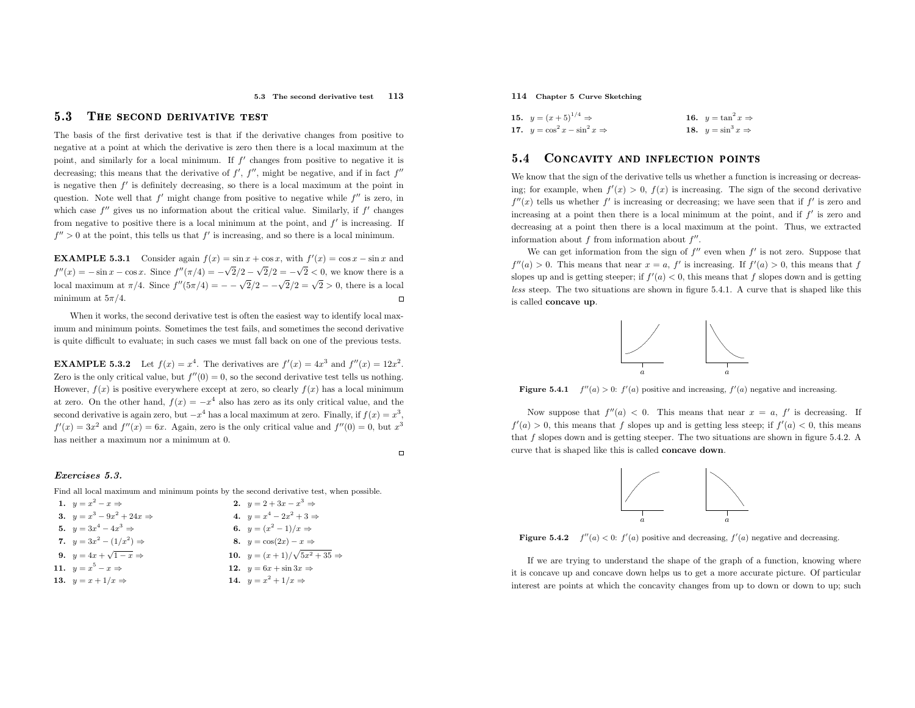## 5.3 The second derivative test

The basis of the first derivative test is that if the derivative changes from positive to negative at a point at which the derivative is zero then there is a local maximum at the point, and similarly for a local minimum. If $f'$ changes from positive to negative it is decreasing; this means that the derivative of $f'$, $f''$, might be negative, and if in fact $f''$ is negative then $f'$ is definitely decreasing, so there is a local maximum at the point in question. Note well that $f'$ might change from positive to negative while $f''$ is zero, in which case $f''$ gives us no information about the critical value. Similarly, if $f'$ changes from negative to positive there is a local minimum at the point, and $f'$ is increasing. If $f'' > 0$ at the point, this tells us that $f'$ is increasing, and so there is a local minimum.

**EXAMPLE 5.3.1** Consider again $f(x) = \sin x + \cos x$, with $f'(x) = \cos x - \sin x$ and $f''(x) = -\sin x - \cos x$. Since $f''(\pi/4) = -\sqrt{2}/2 - \sqrt{2}/2 = -\sqrt{2} < 0$, we know there is a local maximum at $\pi/4$. Since $f''(5\pi/4) = --\sqrt{2}/2 - -\sqrt{2}/2 = \sqrt{2} > 0$, there is a local minimum at $5\pi/4$. □

When it works, the second derivative test is often the easiest way to identify local maximum and minimum points. Sometimes the test fails, and sometimes the second derivative is quite difficult to evaluate; in such cases we must fall back on one of the previous tests.

**EXAMPLE 5.3.2** Let $f(x) = x^4$. The derivatives are $f'(x) = 4x^3$ and $f''(x) = 12x^2$. Zero is the only critical value, but $f''(0) = 0$, so the second derivative test tells us nothing. However, $f(x)$ is positive everywhere except at zero, so clearly $f(x)$ has a local minimum at zero. On the other hand, $f(x) = -x^4$ also has zero as its only critical value, and the second derivative is again zero, but $-x^4$ has a local maximum at zero. Finally, if $f(x) = x^3$, $f'(x) = 3x^2$ and $f''(x) = 6x$. Again, zero is the only critical value and $f''(0) = 0$, but $x^3$ has neither a maximum nor a minimum at 0. □

### *Exercises 5.3.*

Find all local maximum and minimum points by the second derivative test, when possible.

**1.** $y = x^2 - x \Rightarrow$

**2.** $y = 2 + 3x - x^3 \Rightarrow$

**3.** $y = x^3 - 9x^2 + 24x \Rightarrow$

**4.** $y = x^4 - 2x^2 + 3 \Rightarrow$

**5.** $y = 3x^4 - 4x^3 \Rightarrow$

**6.** $y = (x^2 - 1)/x \Rightarrow$

**7.** $y = 3x^2 - (1/x^2) \Rightarrow$

**8.** $y = \cos(2x) - x \Rightarrow$

**9.** $y = 4x + \sqrt{1 - x} \Rightarrow$

**10.** $y = (x + 1)/\sqrt{5x^2 + 35} \Rightarrow$

**11.** $y = x^5 - x \Rightarrow$

**12.** $y = 6x + \sin 3x \Rightarrow$

**13.** $y = x + 1/x \Rightarrow$

**14.** $y = x^2 + 1/x \Rightarrow$

**15.** $y = (x + 5)^{1/4} \Rightarrow$

**16.** $y = \tan^2 x \Rightarrow$

**17.** $y = \cos^2 x - \sin^2 x \Rightarrow$

**18.** $y = \sin^3 x \Rightarrow$

## 5.4 Concavity and inflection points

We know that the sign of the derivative tells us whether a function is increasing or decreasing; for example, when $f'(x) > 0$, $f(x)$ is increasing. The sign of the second derivative $f''(x)$ tells us whether $f'$ is increasing or decreasing; we have seen that if $f'$ is zero and increasing at a point then there is a local minimum at the point, and if $f'$ is zero and decreasing at a point then there is a local maximum at the point. Thus, we extracted information about $f$ from information about $f''$.

We can get information from the sign of $f''$ even when $f'$ is not zero. Suppose that $f''(a) > 0$. This means that near $x = a$, $f'$ is increasing. If $f'(a) > 0$, this means that $f$ slopes up and is getting steeper; if $f'(a) < 0$, this means that $f$ slopes down and is getting *less* steep. The two situations are shown in figure 5.4.1. A curve that is shaped like this is called **concave up**.

**Figure 5.4.1** $f''(a) > 0$: $f'(a)$ positive and increasing, $f'(a)$ negative and increasing.

Now suppose that $f''(a) < 0$. This means that near $x = a$, $f'$ is decreasing. If $f'(a) > 0$, this means that $f$ slopes up and is getting less steep; if $f'(a) < 0$, this means that $f$ slopes down and is getting steeper. The two situations are shown in figure 5.4.2. A curve that is shaped like this is called **concave down**.

**Figure 5.4.2** $f''(a) < 0$: $f'(a)$ positive and decreasing, $f'(a)$ negative and decreasing.

If we are trying to understand the shape of the graph of a function, knowing where it is concave up and concave down helps us to get a more accurate picture. Of particular interest are points at which the concavity changes from up to down or down to up; such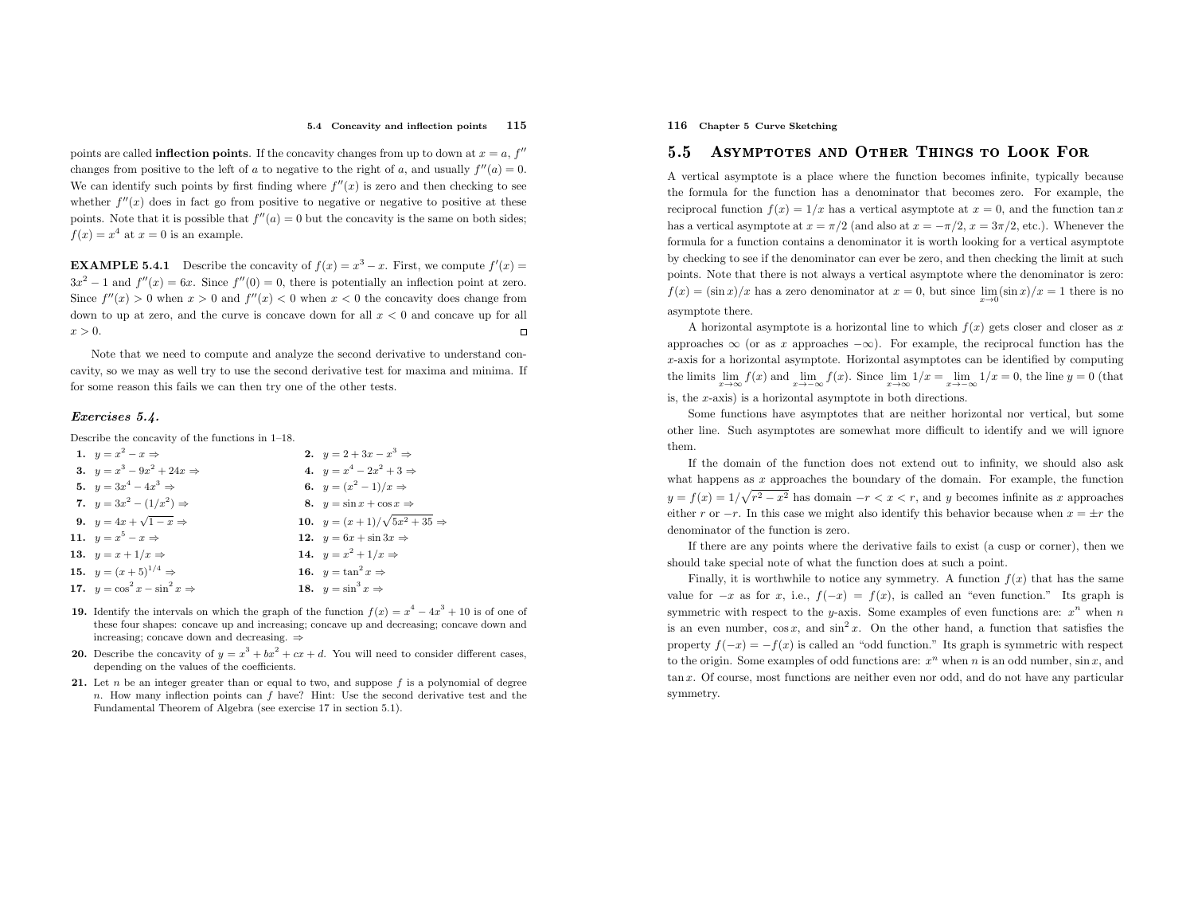points are called **inflection points**. If the concavity changes from up to down at $x = a$, $f''$ changes from positive to the left of $a$ to negative to the right of $a$, and usually $f''(a) = 0$. We can identify such points by first finding where $f''(x)$ is zero and then checking to see whether $f''(x)$ does in fact go from positive to negative or negative to positive at these points. Note that it is possible that $f''(a) = 0$ but the concavity is the same on both sides; $f(x) = x^4$ at $x = 0$ is an example.

**EXAMPLE 5.4.1** Describe the concavity of $f(x) = x^3 - x$. First, we compute $f'(x) = 3x^2 - 1$ and $f''(x) = 6x$. Since $f''(0) = 0$, there is potentially an inflection point at zero. Since $f''(x) > 0$ when $x > 0$ and $f''(x) < 0$ when $x < 0$ the concavity does change from down to up at zero, and the curve is concave down for all $x < 0$ and concave up for all $x > 0$. □

Note that we need to compute and analyze the second derivative to understand concavity, so we may as well try to use the second derivative test for maxima and minima. If for some reason this fails we can then try one of the other tests.

### *Exercises 5.4.*

Describe the concavity of the functions in 1–18.

1. $y = x^2 - x \Rightarrow$
2. $y = 2 + 3x - x^3 \Rightarrow$
3. $y = x^3 - 9x^2 + 24x \Rightarrow$
4. $y = x^4 - 2x^2 + 3 \Rightarrow$
5. $y = 3x^4 - 4x^3 \Rightarrow$
6. $y = (x^2 - 1)/x \Rightarrow$
7. $y = 3x^2 - (1/x^2) \Rightarrow$
8. $y = \sin x + \cos x \Rightarrow$
9. $y = 4x + \sqrt{1 - x} \Rightarrow$
10. $y = (x + 1)/\sqrt{5x^2 + 35} \Rightarrow$
11. $y = x^5 - x \Rightarrow$
12. $y = 6x + \sin 3x \Rightarrow$
13. $y = x + 1/x \Rightarrow$
14. $y = x^2 + 1/x \Rightarrow$
15. $y = (x + 5)^{1/4} \Rightarrow$
16. $y = \tan^2 x \Rightarrow$
17. $y = \cos^2 x - \sin^2 x \Rightarrow$
18. $y = \sin^3 x \Rightarrow$
19. Identify the intervals on which the graph of the function $f(x) = x^4 - 4x^3 + 10$ is of one of these four shapes: concave up and increasing; concave up and decreasing; concave down and increasing; concave down and decreasing. $\Rightarrow$
20. Describe the concavity of $y = x^3 + bx^2 + cx + d$. You will need to consider different cases, depending on the values of the coefficients.
21. Let $n$ be an integer greater than or equal to two, and suppose $f$ is a polynomial of degree $n$. How many inflection points can $f$ have? Hint: Use the second derivative test and the Fundamental Theorem of Algebra (see exercise 17 in section 5.1).

## 5.5 Asymptotes and Other Things to Look For

A vertical asymptote is a place where the function becomes infinite, typically because the formula for the function has a denominator that becomes zero. For example, the reciprocal function $f(x) = 1/x$ has a vertical asymptote at $x = 0$, and the function $\tan x$ has a vertical asymptote at $x = \pi/2$ (and also at $x = -\pi/2$, $x = 3\pi/2$, etc.). Whenever the formula for a function contains a denominator it is worth looking for a vertical asymptote by checking to see if the denominator can ever be zero, and then checking the limit at such points. Note that there is not always a vertical asymptote where the denominator is zero: $f(x) = (\sin x)/x$ has a zero denominator at $x = 0$, but since $\lim_{x \to 0} (\sin x)/x = 1$ there is no asymptote there.

A horizontal asymptote is a horizontal line to which $f(x)$ gets closer and closer as $x$ approaches $\infty$ (or as $x$ approaches $-\infty$). For example, the reciprocal function has the $x$-axis for a horizontal asymptote. Horizontal asymptotes can be identified by computing the limits $\lim_{x \to \infty} f(x)$ and $\lim_{x \to -\infty} f(x)$. Since $\lim_{x \to \infty} 1/x = \lim_{x \to -\infty} 1/x = 0$, the line $y = 0$ (that is, the $x$-axis) is a horizontal asymptote in both directions.

Some functions have asymptotes that are neither horizontal nor vertical, but some other line. Such asymptotes are somewhat more difficult to identify and we will ignore them.

If the domain of the function does not extend out to infinity, we should also ask what happens as $x$ approaches the boundary of the domain. For example, the function $y = f(x) = 1/\sqrt{r^2 - x^2}$ has domain $-r < x < r$, and $y$ becomes infinite as $x$ approaches either $r$ or $-r$. In this case we might also identify this behavior because when $x = \pm r$ the denominator of the function is zero.

If there are any points where the derivative fails to exist (a cusp or corner), then we should take special note of what the function does at such a point.

Finally, it is worthwhile to notice any symmetry. A function $f(x)$ that has the same value for $-x$ as for $x$, i.e., $f(-x) = f(x)$, is called an "even function." Its graph is symmetric with respect to the $y$-axis. Some examples of even functions are: $x^n$ when $n$ is an even number, $\cos x$, and $\sin^2 x$. On the other hand, a function that satisfies the property $f(-x) = -f(x)$ is called an "odd function." Its graph is symmetric with respect to the origin. Some examples of odd functions are: $x^n$ when $n$ is an odd number, $\sin x$, and $\tan x$. Of course, most functions are neither even nor odd, and do not have any particular symmetry.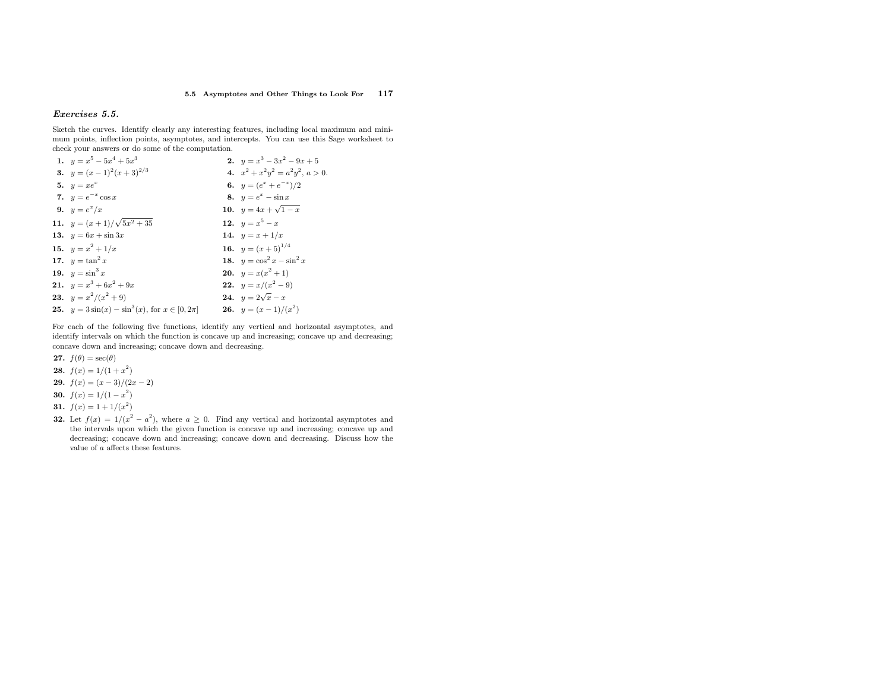## *Exercises 5.5.*

Sketch the curves. Identify clearly any interesting features, including local maximum and minimum points, inflection points, asymptotes, and intercepts. You can use this Sage worksheet to check your answers or do some of the computation.

**1.** $y = x^5 - 5x^4 + 5x^3$

**2.** $y = x^3 - 3x^2 - 9x + 5$

**3.** $y = (x-1)^2(x+3)^{2/3}$

**4.** $x^2 + x^2y^2 = a^2y^2$, $a > 0$.

**5.** $y = xe^x$

**6.** $y = (e^x + e^{-x})/2$

**7.** $y = e^{-x}\cos x$

**8.** $y = e^x - \sin x$

**9.** $y = e^x/x$

**10.** $y = 4x + \sqrt{1-x}$

**11.** $y = (x+1)/\sqrt{5x^2+35}$

**12.** $y = x^5 - x$

**13.** $y = 6x + \sin 3x$

**14.** $y = x + 1/x$

**15.** $y = x^2 + 1/x$

**16.** $y = (x+5)^{1/4}$

**17.** $y = \tan^2 x$

**18.** $y = \cos^2 x - \sin^2 x$

**19.** $y = \sin^3 x$

**20.** $y = x(x^2+1)$

**21.** $y = x^3 + 6x^2 + 9x$

**22.** $y = x/(x^2-9)$

**23.** $y = x^2/(x^2+9)$

**24.** $y = 2\sqrt{x} - x$

**25.** $y = 3\sin(x) - \sin^3(x)$, for $x \in [0, 2\pi]$

**26.** $y = (x-1)/(x^2)$

For each of the following five functions, identify any vertical and horizontal asymptotes, and identify intervals on which the function is concave up and increasing; concave up and decreasing; concave down and increasing; concave down and decreasing.

**27.** $f(\theta) = \sec(\theta)$

**28.** $f(x) = 1/(1+x^2)$

**29.** $f(x) = (x-3)/(2x-2)$

**30.** $f(x) = 1/(1-x^2)$

**31.** $f(x) = 1 + 1/(x^2)$

**32.** Let $f(x) = 1/(x^2 - a^2)$, where $a \geq 0$. Find any vertical and horizontal asymptotes and the intervals upon which the given function is concave up and increasing; concave up and decreasing; concave down and increasing; concave down and decreasing. Discuss how the value of $a$ affects these features.